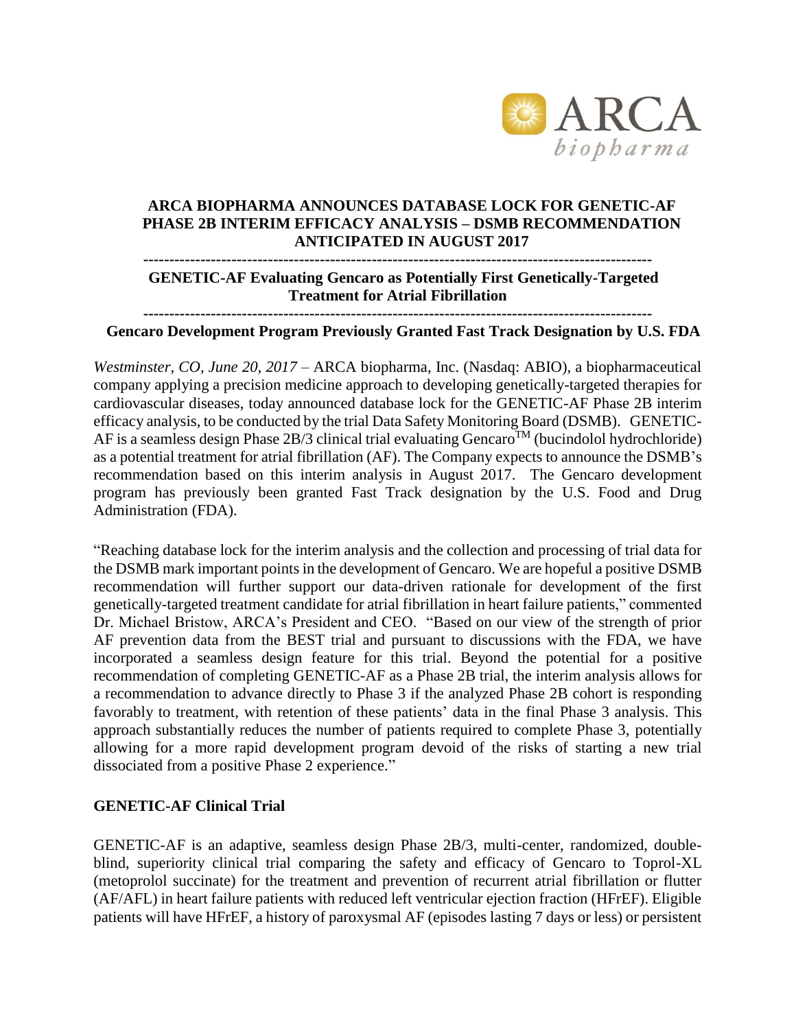# ARCA BIOPHARMA ANNOUNCES DATABASE LOCK FOR GENETIC-AF PHASE 2B INTERIM EFFICACY ANALYSIS – DSMB RECOMMENDATION ANTICIPATED IN AUGUST 2017

---

**GENETIC-AF Evaluating Gencaro as Potentially First Genetically-Targeted Treatment for Atrial Fibrillation**

---

**Gencaro Development Program Previously Granted Fast Track Designation by U.S. FDA**

*Westminster, CO, June 20, 2017* – ARCA biopharma, Inc. (Nasdaq: ABIO), a biopharmaceutical company applying a precision medicine approach to developing genetically-targeted therapies for cardiovascular diseases, today announced database lock for the GENETIC-AF Phase 2B interim efficacy analysis, to be conducted by the trial Data Safety Monitoring Board (DSMB). GENETIC-AF is a seamless design Phase 2B/3 clinical trial evaluating Gencaro™ (bucindolol hydrochloride) as a potential treatment for atrial fibrillation (AF). The Company expects to announce the DSMB's recommendation based on this interim analysis in August 2017. The Gencaro development program has previously been granted Fast Track designation by the U.S. Food and Drug Administration (FDA).

"Reaching database lock for the interim analysis and the collection and processing of trial data for the DSMB mark important points in the development of Gencaro. We are hopeful a positive DSMB recommendation will further support our data-driven rationale for development of the first genetically-targeted treatment candidate for atrial fibrillation in heart failure patients," commented Dr. Michael Bristow, ARCA's President and CEO. "Based on our view of the strength of prior AF prevention data from the BEST trial and pursuant to discussions with the FDA, we have incorporated a seamless design feature for this trial. Beyond the potential for a positive recommendation of completing GENETIC-AF as a Phase 2B trial, the interim analysis allows for a recommendation to advance directly to Phase 3 if the analyzed Phase 2B cohort is responding favorably to treatment, with retention of these patients' data in the final Phase 3 analysis. This approach substantially reduces the number of patients required to complete Phase 3, potentially allowing for a more rapid development program devoid of the risks of starting a new trial dissociated from a positive Phase 2 experience."

## GENETIC-AF Clinical Trial

GENETIC-AF is an adaptive, seamless design Phase 2B/3, multi-center, randomized, double-blind, superiority clinical trial comparing the safety and efficacy of Gencaro to Toprol-XL (metoprolol succinate) for the treatment and prevention of recurrent atrial fibrillation or flutter (AF/AFL) in heart failure patients with reduced left ventricular ejection fraction (HFrEF). Eligible patients will have HFrEF, a history of paroxysmal AF (episodes lasting 7 days or less) or persistent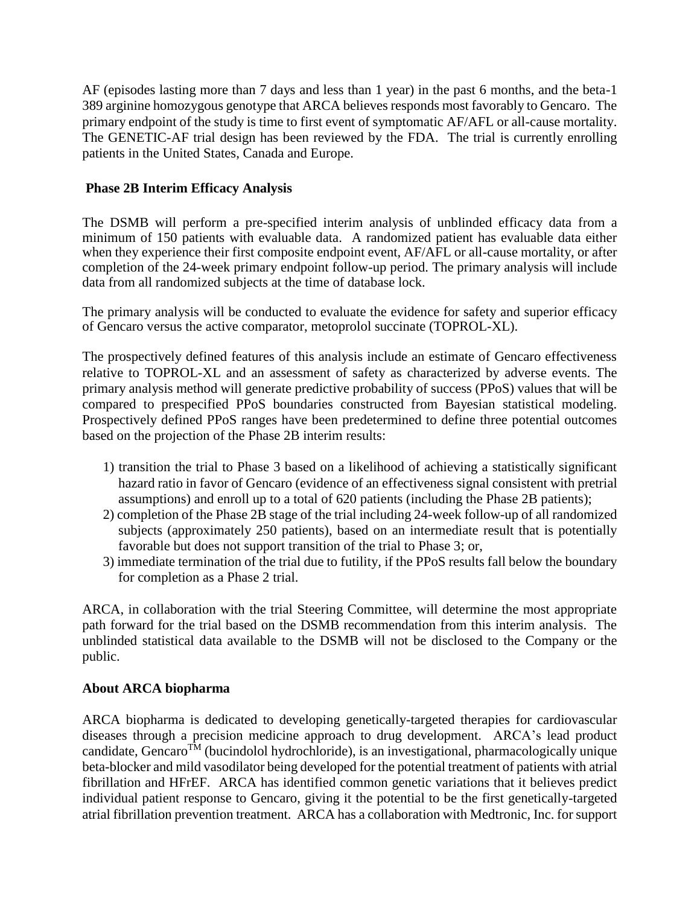AF (episodes lasting more than 7 days and less than 1 year) in the past 6 months, and the beta-1 389 arginine homozygous genotype that ARCA believes responds most favorably to Gencaro. The primary endpoint of the study is time to first event of symptomatic AF/AFL or all-cause mortality. The GENETIC-AF trial design has been reviewed by the FDA. The trial is currently enrolling patients in the United States, Canada and Europe.

**Phase 2B Interim Efficacy Analysis**

The DSMB will perform a pre-specified interim analysis of unblinded efficacy data from a minimum of 150 patients with evaluable data. A randomized patient has evaluable data either when they experience their first composite endpoint event, AF/AFL or all-cause mortality, or after completion of the 24-week primary endpoint follow-up period. The primary analysis will include data from all randomized subjects at the time of database lock.

The primary analysis will be conducted to evaluate the evidence for safety and superior efficacy of Gencaro versus the active comparator, metoprolol succinate (TOPROL-XL).

The prospectively defined features of this analysis include an estimate of Gencaro effectiveness relative to TOPROL-XL and an assessment of safety as characterized by adverse events. The primary analysis method will generate predictive probability of success (PPoS) values that will be compared to prespecified PPoS boundaries constructed from Bayesian statistical modeling. Prospectively defined PPoS ranges have been predetermined to define three potential outcomes based on the projection of the Phase 2B interim results:

1) transition the trial to Phase 3 based on a likelihood of achieving a statistically significant hazard ratio in favor of Gencaro (evidence of an effectiveness signal consistent with pretrial assumptions) and enroll up to a total of 620 patients (including the Phase 2B patients);
2) completion of the Phase 2B stage of the trial including 24-week follow-up of all randomized subjects (approximately 250 patients), based on an intermediate result that is potentially favorable but does not support transition of the trial to Phase 3; or,
3) immediate termination of the trial due to futility, if the PPoS results fall below the boundary for completion as a Phase 2 trial.

ARCA, in collaboration with the trial Steering Committee, will determine the most appropriate path forward for the trial based on the DSMB recommendation from this interim analysis. The unblinded statistical data available to the DSMB will not be disclosed to the Company or the public.

**About ARCA biopharma**

ARCA biopharma is dedicated to developing genetically-targeted therapies for cardiovascular diseases through a precision medicine approach to drug development. ARCA's lead product candidate, Gencaro™ (bucindolol hydrochloride), is an investigational, pharmacologically unique beta-blocker and mild vasodilator being developed for the potential treatment of patients with atrial fibrillation and HFrEF. ARCA has identified common genetic variations that it believes predict individual patient response to Gencaro, giving it the potential to be the first genetically-targeted atrial fibrillation prevention treatment. ARCA has a collaboration with Medtronic, Inc. for support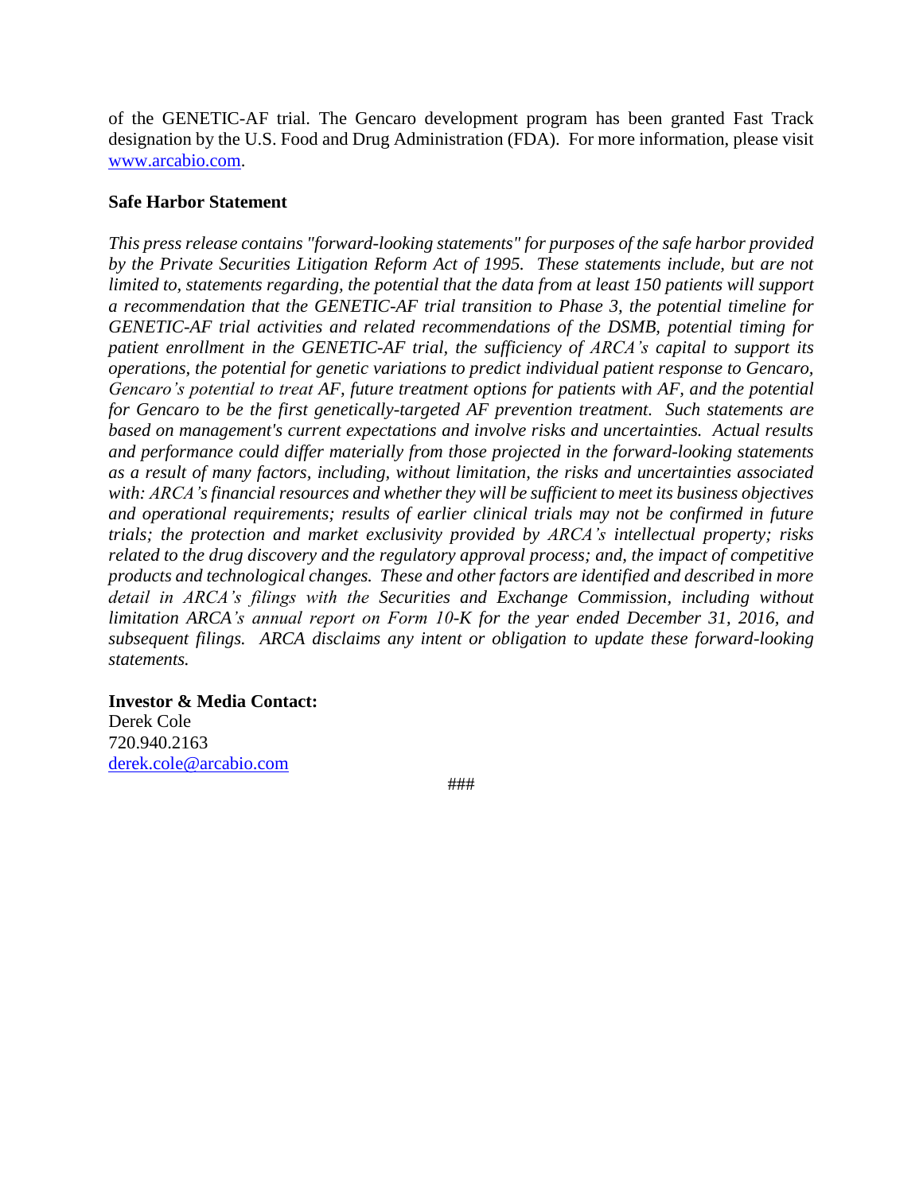of the GENETIC-AF trial. The Gencaro development program has been granted Fast Track designation by the U.S. Food and Drug Administration (FDA). For more information, please visit [www.arcabio.com](http://www.arcabio.com).

**Safe Harbor Statement**

*This press release contains "forward-looking statements" for purposes of the safe harbor provided by the Private Securities Litigation Reform Act of 1995. These statements include, but are not limited to, statements regarding, the potential that the data from at least 150 patients will support a recommendation that the GENETIC-AF trial transition to Phase 3, the potential timeline for GENETIC-AF trial activities and related recommendations of the DSMB, potential timing for patient enrollment in the GENETIC-AF trial, the sufficiency of ARCA's capital to support its operations, the potential for genetic variations to predict individual patient response to Gencaro, Gencaro's potential to treat AF, future treatment options for patients with AF, and the potential for Gencaro to be the first genetically-targeted AF prevention treatment. Such statements are based on management's current expectations and involve risks and uncertainties. Actual results and performance could differ materially from those projected in the forward-looking statements as a result of many factors, including, without limitation, the risks and uncertainties associated with: ARCA's financial resources and whether they will be sufficient to meet its business objectives and operational requirements; results of earlier clinical trials may not be confirmed in future trials; the protection and market exclusivity provided by ARCA's intellectual property; risks related to the drug discovery and the regulatory approval process; and, the impact of competitive products and technological changes. These and other factors are identified and described in more detail in ARCA's filings with the Securities and Exchange Commission, including without limitation ARCA's annual report on Form 10-K for the year ended December 31, 2016, and subsequent filings. ARCA disclaims any intent or obligation to update these forward-looking statements.*

**Investor & Media Contact:**
Derek Cole
720.940.2163
[derek.cole@arcabio.com](mailto:derek.cole@arcabio.com)

###